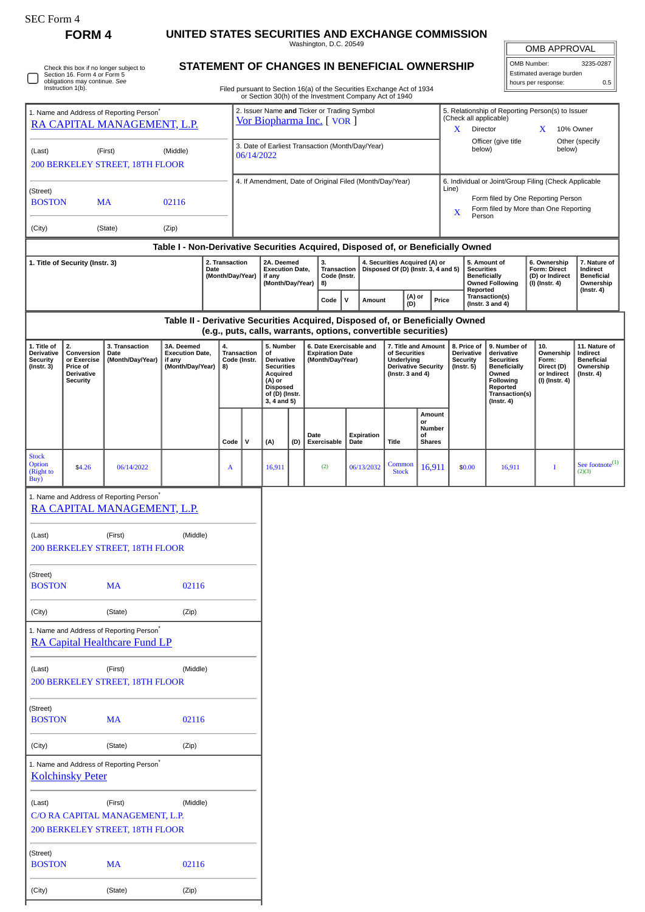SEC Form 4

**FORM 4**

# UNITED STATES SECURITIES AND EXCHANGE COMMISSION

Washington, D.C. 20549

## STATEMENT OF CHANGES IN BENEFICIAL OWNERSHIP

Check this box if no longer subject to Section 16. Form 4 or Form 5 obligations may continue. *See* Instruction 1(b).

Filed pursuant to Section 16(a) of the Securities Exchange Act of 1934 or Section 30(h) of the Investment Company Act of 1940

| OMB APPROVAL | |
|---|---|
| OMB Number: | 3235-0287 |
| Estimated average burden | |
| hours per response: | 0.5 |

1. Name and Address of Reporting Person*
RA CAPITAL MANAGEMENT, L.P.

(Last) (First) (Middle)
200 BERKELEY STREET, 18TH FLOOR

(Street)
BOSTON MA 02116

(City) (State) (Zip)

2. Issuer Name **and** Ticker or Trading Symbol
Vor Biopharma Inc. [ VOR ]

3. Date of Earliest Transaction (Month/Day/Year)
06/14/2022

4. If Amendment, Date of Original Filed (Month/Day/Year)

5. Relationship of Reporting Person(s) to Issuer (Check all applicable)
X Director
X 10% Owner
Officer (give title below)
Other (specify below)

6. Individual or Joint/Group Filing (Check Applicable Line)
Form filed by One Reporting Person
X Form filed by More than One Reporting Person

**Table I - Non-Derivative Securities Acquired, Disposed of, or Beneficially Owned**

| 1. Title of Security (Instr. 3) | 2. Transaction Date (Month/Day/Year) | 2A. Deemed Execution Date, if any (Month/Day/Year) | 3. Transaction Code (Instr. 8) | | 4. Securities Acquired (A) or Disposed Of (D) (Instr. 3, 4 and 5) | | | 5. Amount of Securities Beneficially Owned Following Reported Transaction(s) (Instr. 3 and 4) | 6. Ownership Form: Direct (D) or Indirect (I) (Instr. 4) | 7. Nature of Indirect Beneficial Ownership (Instr. 4) |
|---|---|---|---|---|---|---|---|---|---|---|
| | | | Code | V | Amount | (A) or (D) | Price | | | |

**Table II - Derivative Securities Acquired, Disposed of, or Beneficially Owned (e.g., puts, calls, warrants, options, convertible securities)**

| 1. Title of Derivative Security (Instr. 3) | 2. Conversion or Exercise Price of Derivative Security | 3. Transaction Date (Month/Day/Year) | 3A. Deemed Execution Date, if any (Month/Day/Year) | 4. Transaction Code (Instr. 8) | | 5. Number of Derivative Securities Acquired (A) or Disposed of (D) (Instr. 3, 4 and 5) | | 6. Date Exercisable and Expiration Date (Month/Day/Year) | | 7. Title and Amount of Securities Underlying Derivative Security (Instr. 3 and 4) | | 8. Price of Derivative Security (Instr. 5) | 9. Number of derivative Securities Beneficially Owned Following Reported Transaction(s) (Instr. 4) | 10. Ownership Form: Direct (D) or Indirect (I) (Instr. 4) | 11. Nature of Indirect Beneficial Ownership (Instr. 4) |
|---|---|---|---|---|---|---|---|---|---|---|---|---|---|---|---|
| | | | | Code | V | (A) | (D) | Date Exercisable | Expiration Date | Title | Amount or Number of Shares | | | | |
| Stock Option (Right to Buy) | $4.26 | 06/14/2022 | | A | | 16,911 | | (2) | 06/13/2032 | Common Stock | 16,911 | $0.00 | 16,911 | I | See footnote[(1)(2)(3)] |

1. Name and Address of Reporting Person*
RA CAPITAL MANAGEMENT, L.P.

(Last) (First) (Middle)
200 BERKELEY STREET, 18TH FLOOR

(Street)
BOSTON MA 02116

(City) (State) (Zip)

1. Name and Address of Reporting Person*
RA Capital Healthcare Fund LP

(Last) (First) (Middle)
200 BERKELEY STREET, 18TH FLOOR

(Street)
BOSTON MA 02116

(City) (State) (Zip)

1. Name and Address of Reporting Person*
Kolchinsky Peter

(Last) (First) (Middle)
C/O RA CAPITAL MANAGEMENT, L.P.
200 BERKELEY STREET, 18TH FLOOR

(Street)
BOSTON MA 02116

(City) (State) (Zip)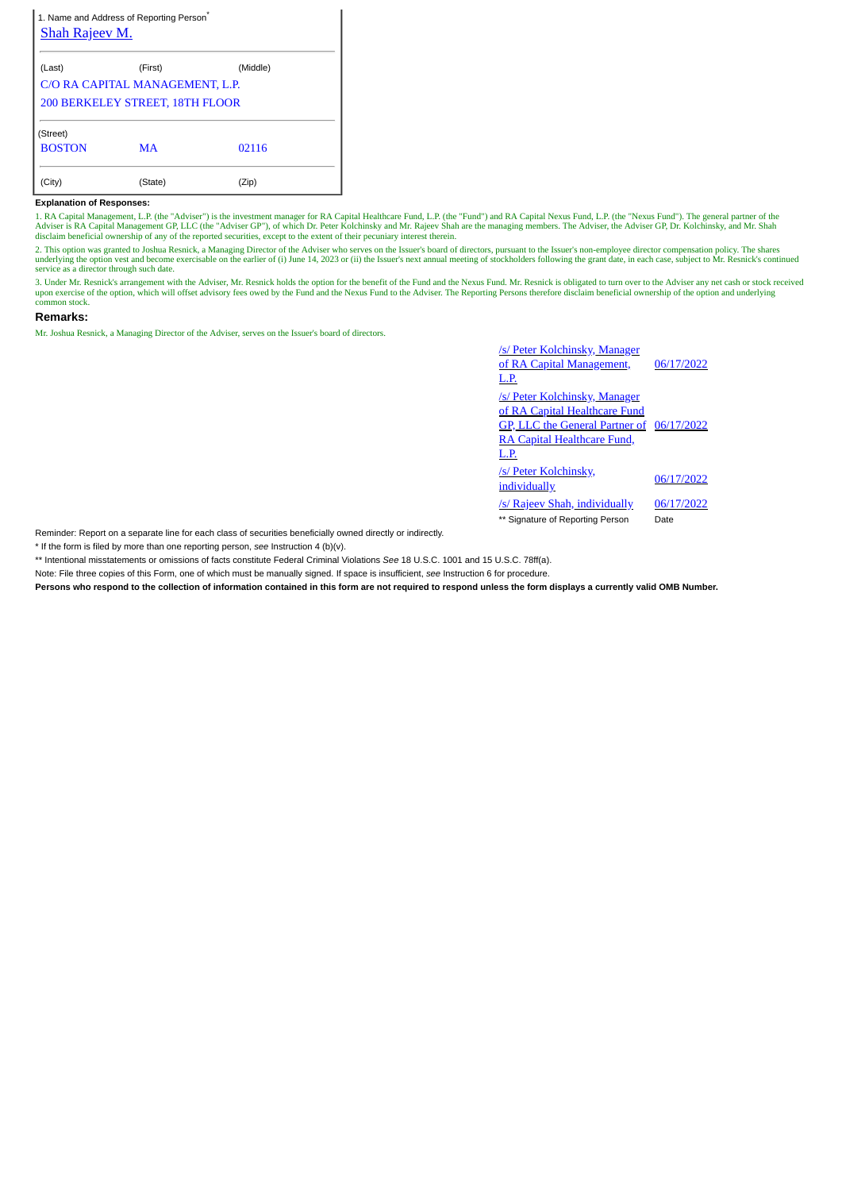| 1. Name and Address of Reporting Person* | | |
| --- | --- | --- |
| Shah Rajeev M. | | |
| (Last) | (First) | (Middle) |
| C/O RA CAPITAL MANAGEMENT, L.P. | | |
| 200 BERKELEY STREET, 18TH FLOOR | | |
| (Street) | | |
| BOSTON | MA | 02116 |
| (City) | (State) | (Zip) |

**Explanation of Responses:**

1. RA Capital Management, L.P. (the "Adviser") is the investment manager for RA Capital Healthcare Fund, L.P. (the "Fund") and RA Capital Nexus Fund, L.P. (the "Nexus Fund"). The general partner of the Adviser is RA Capital Management GP, LLC (the "Adviser GP"), of which Dr. Peter Kolchinsky and Mr. Rajeev Shah are the managing members. The Adviser, the Adviser GP, Dr. Kolchinsky, and Mr. Shah disclaim beneficial ownership of any of the reported securities, except to the extent of their pecuniary interest therein.

2. This option was granted to Joshua Resnick, a Managing Director of the Adviser who serves on the Issuer's board of directors, pursuant to the Issuer's non-employee director compensation policy. The shares underlying the option vest and become exercisable on the earlier of (i) June 14, 2023 or (ii) the Issuer's next annual meeting of stockholders following the grant date, in each case, subject to Mr. Resnick's continued service as a director through such date.

3. Under Mr. Resnick's arrangement with the Adviser, Mr. Resnick holds the option for the benefit of the Fund and the Nexus Fund. Mr. Resnick is obligated to turn over to the Adviser any net cash or stock received upon exercise of the option, which will offset advisory fees owed by the Fund and the Nexus Fund to the Adviser. The Reporting Persons therefore disclaim beneficial ownership of the option and underlying common stock.

**Remarks:**

Mr. Joshua Resnick, a Managing Director of the Adviser, serves on the Issuer's board of directors.

| | |
| --- | --- |
| /s/ Peter Kolchinsky, Manager of RA Capital Management, L.P. | 06/17/2022 |
| /s/ Peter Kolchinsky, Manager of RA Capital Healthcare Fund GP, LLC the General Partner of RA Capital Healthcare Fund, L.P. | 06/17/2022 |
| /s/ Peter Kolchinsky, individually | 06/17/2022 |
| /s/ Rajeev Shah, individually | 06/17/2022 |
| ** Signature of Reporting Person | Date |

Reminder: Report on a separate line for each class of securities beneficially owned directly or indirectly.

* If the form is filed by more than one reporting person, *see* Instruction 4 (b)(v).

** Intentional misstatements or omissions of facts constitute Federal Criminal Violations *See* 18 U.S.C. 1001 and 15 U.S.C. 78ff(a).

Note: File three copies of this Form, one of which must be manually signed. If space is insufficient, *see* Instruction 6 for procedure.

**Persons who respond to the collection of information contained in this form are not required to respond unless the form displays a currently valid OMB Number.**